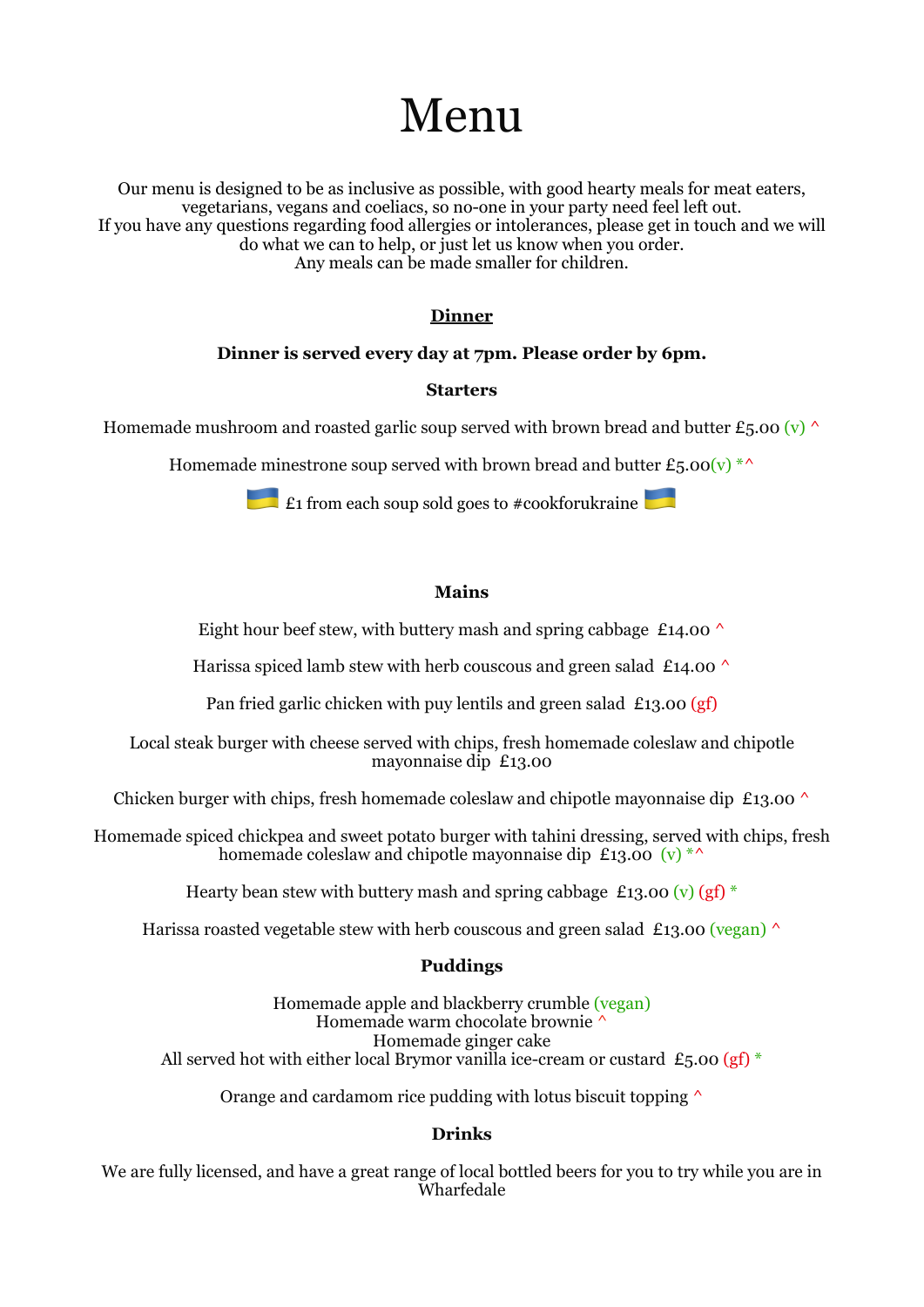# Menu

Our menu is designed to be as inclusive as possible, with good hearty meals for meat eaters, vegetarians, vegans and coeliacs, so no-one in your party need feel left out.
If you have any questions regarding food allergies or intolerances, please get in touch and we will do what we can to help, or just let us know when you order.
Any meals can be made smaller for children.

## Dinner

**Dinner is served every day at 7pm. Please order by 6pm.**

### Starters

Homemade mushroom and roasted garlic soup served with brown bread and butter £5.00 (v) ^

Homemade minestrone soup served with brown bread and butter £5.00(v) *^

🇺🇦 £1 from each soup sold goes to #cookforukraine 🇺🇦

### Mains

Eight hour beef stew, with buttery mash and spring cabbage £14.00 ^

Harissa spiced lamb stew with herb couscous and green salad £14.00 ^

Pan fried garlic chicken with puy lentils and green salad £13.00 (gf)

Local steak burger with cheese served with chips, fresh homemade coleslaw and chipotle mayonnaise dip £13.00

Chicken burger with chips, fresh homemade coleslaw and chipotle mayonnaise dip £13.00 ^

Homemade spiced chickpea and sweet potato burger with tahini dressing, served with chips, fresh homemade coleslaw and chipotle mayonnaise dip £13.00 (v) *^

Hearty bean stew with buttery mash and spring cabbage £13.00 (v) (gf) *

Harissa roasted vegetable stew with herb couscous and green salad £13.00 (vegan) ^

### Puddings

Homemade apple and blackberry crumble (vegan)
Homemade warm chocolate brownie ^
Homemade ginger cake
All served hot with either local Brymor vanilla ice-cream or custard £5.00 (gf) *

Orange and cardamom rice pudding with lotus biscuit topping ^

### Drinks

We are fully licensed, and have a great range of local bottled beers for you to try while you are in Wharfedale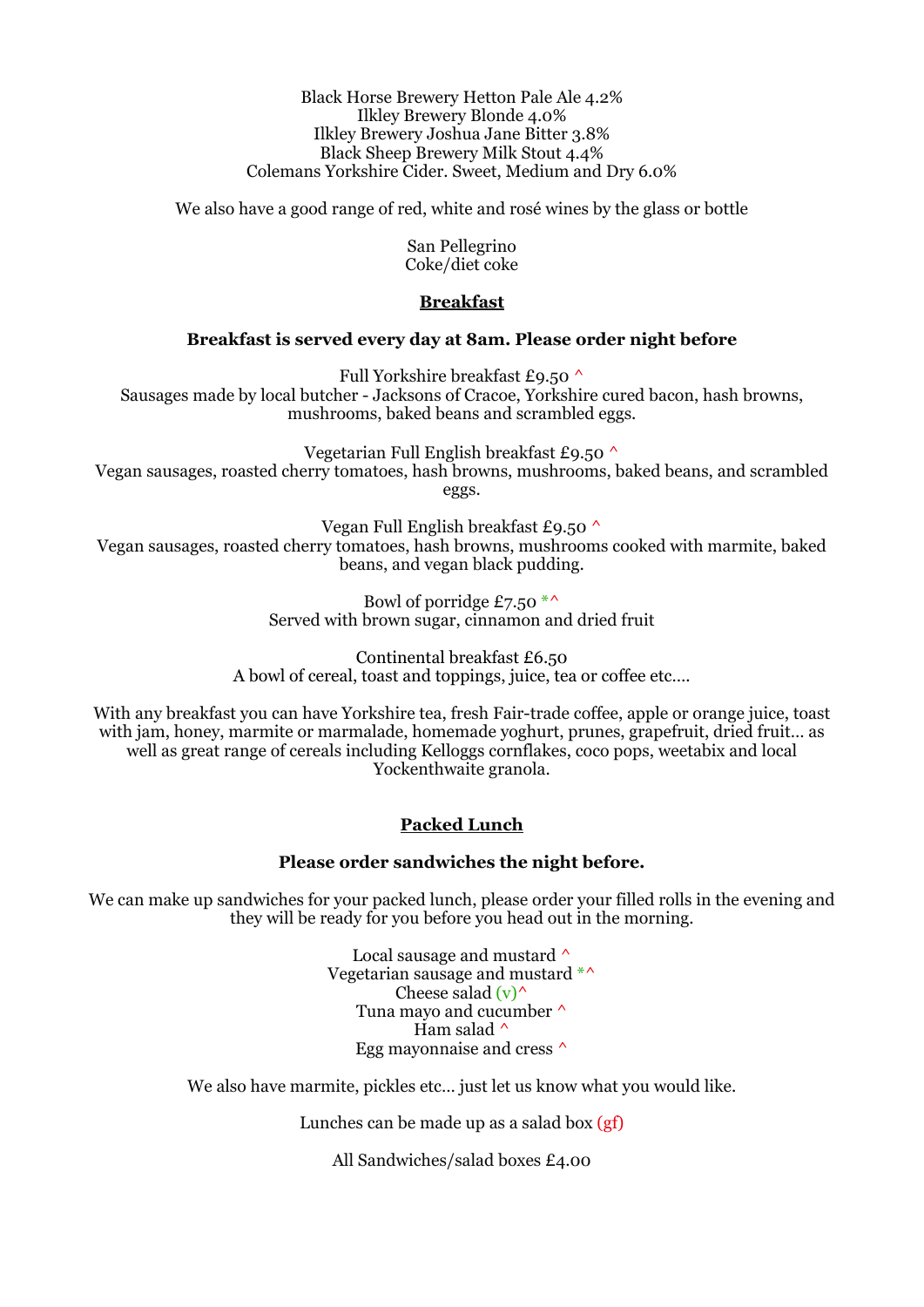Black Horse Brewery Hetton Pale Ale 4.2%
Ilkley Brewery Blonde 4.0%
Ilkley Brewery Joshua Jane Bitter 3.8%
Black Sheep Brewery Milk Stout 4.4%
Colemans Yorkshire Cider. Sweet, Medium and Dry 6.0%

We also have a good range of red, white and rosé wines by the glass or bottle

San Pellegrino
Coke/diet coke

## Breakfast

**Breakfast is served every day at 8am. Please order night before**

Full Yorkshire breakfast £9.50 ^
Sausages made by local butcher - Jacksons of Cracoe, Yorkshire cured bacon, hash browns, mushrooms, baked beans and scrambled eggs.

Vegetarian Full English breakfast £9.50 ^
Vegan sausages, roasted cherry tomatoes, hash browns, mushrooms, baked beans, and scrambled eggs.

Vegan Full English breakfast £9.50 ^
Vegan sausages, roasted cherry tomatoes, hash browns, mushrooms cooked with marmite, baked beans, and vegan black pudding.

Bowl of porridge £7.50 *^
Served with brown sugar, cinnamon and dried fruit

Continental breakfast £6.50
A bowl of cereal, toast and toppings, juice, tea or coffee etc....

With any breakfast you can have Yorkshire tea, fresh Fair-trade coffee, apple or orange juice, toast with jam, honey, marmite or marmalade, homemade yoghurt, prunes, grapefruit, dried fruit... as well as great range of cereals including Kelloggs cornflakes, coco pops, weetabix and local Yockenthwaite granola.

## Packed Lunch

**Please order sandwiches the night before.**

We can make up sandwiches for your packed lunch, please order your filled rolls in the evening and they will be ready for you before you head out in the morning.

Local sausage and mustard ^
Vegetarian sausage and mustard *^
Cheese salad (v)^
Tuna mayo and cucumber ^
Ham salad ^
Egg mayonnaise and cress ^

We also have marmite, pickles etc... just let us know what you would like.

Lunches can be made up as a salad box (gf)

All Sandwiches/salad boxes £4.00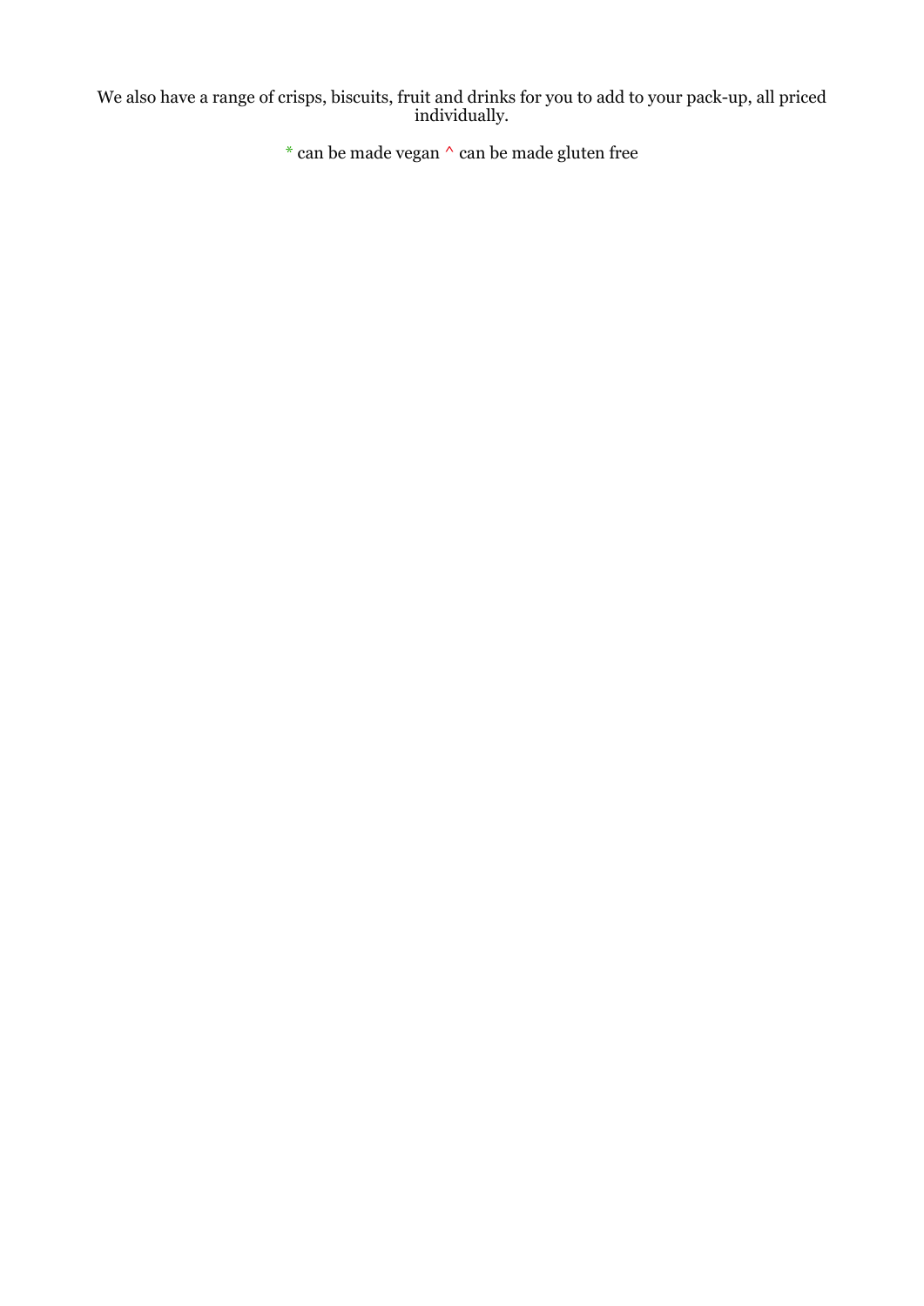We also have a range of crisps, biscuits, fruit and drinks for you to add to your pack-up, all priced individually.

* can be made vegan ^ can be made gluten free